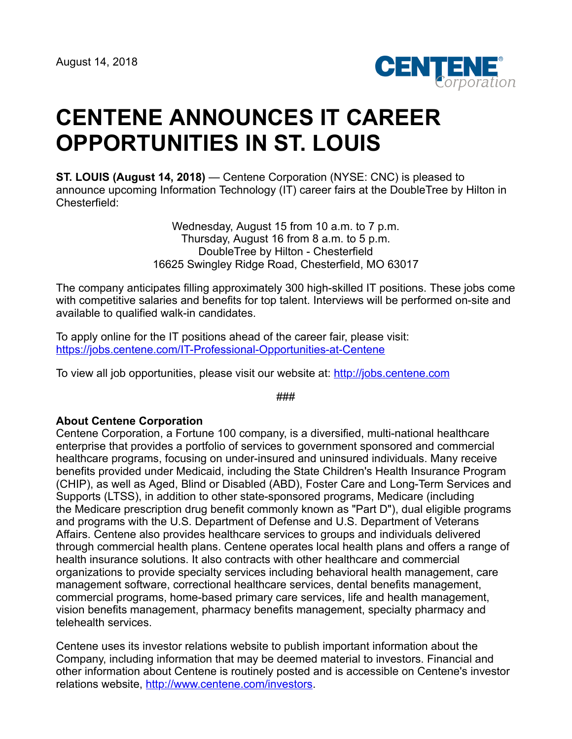August 14, 2018

# CENTENE ANNOUNCES IT CAREER OPPORTUNITIES IN ST. LOUIS

**ST. LOUIS (August 14, 2018)** — Centene Corporation (NYSE: CNC) is pleased to announce upcoming Information Technology (IT) career fairs at the DoubleTree by Hilton in Chesterfield:

Wednesday, August 15 from 10 a.m. to 7 p.m.
Thursday, August 16 from 8 a.m. to 5 p.m.
DoubleTree by Hilton - Chesterfield
16625 Swingley Ridge Road, Chesterfield, MO 63017

The company anticipates filling approximately 300 high-skilled IT positions. These jobs come with competitive salaries and benefits for top talent. Interviews will be performed on-site and available to qualified walk-in candidates.

To apply online for the IT positions ahead of the career fair, please visit:
https://jobs.centene.com/IT-Professional-Opportunities-at-Centene

To view all job opportunities, please visit our website at: http://jobs.centene.com

###

**About Centene Corporation**
Centene Corporation, a Fortune 100 company, is a diversified, multi-national healthcare enterprise that provides a portfolio of services to government sponsored and commercial healthcare programs, focusing on under-insured and uninsured individuals. Many receive benefits provided under Medicaid, including the State Children's Health Insurance Program (CHIP), as well as Aged, Blind or Disabled (ABD), Foster Care and Long-Term Services and Supports (LTSS), in addition to other state-sponsored programs, Medicare (including the Medicare prescription drug benefit commonly known as "Part D"), dual eligible programs and programs with the U.S. Department of Defense and U.S. Department of Veterans Affairs. Centene also provides healthcare services to groups and individuals delivered through commercial health plans. Centene operates local health plans and offers a range of health insurance solutions. It also contracts with other healthcare and commercial organizations to provide specialty services including behavioral health management, care management software, correctional healthcare services, dental benefits management, commercial programs, home-based primary care services, life and health management, vision benefits management, pharmacy benefits management, specialty pharmacy and telehealth services.

Centene uses its investor relations website to publish important information about the Company, including information that may be deemed material to investors. Financial and other information about Centene is routinely posted and is accessible on Centene's investor relations website, http://www.centene.com/investors.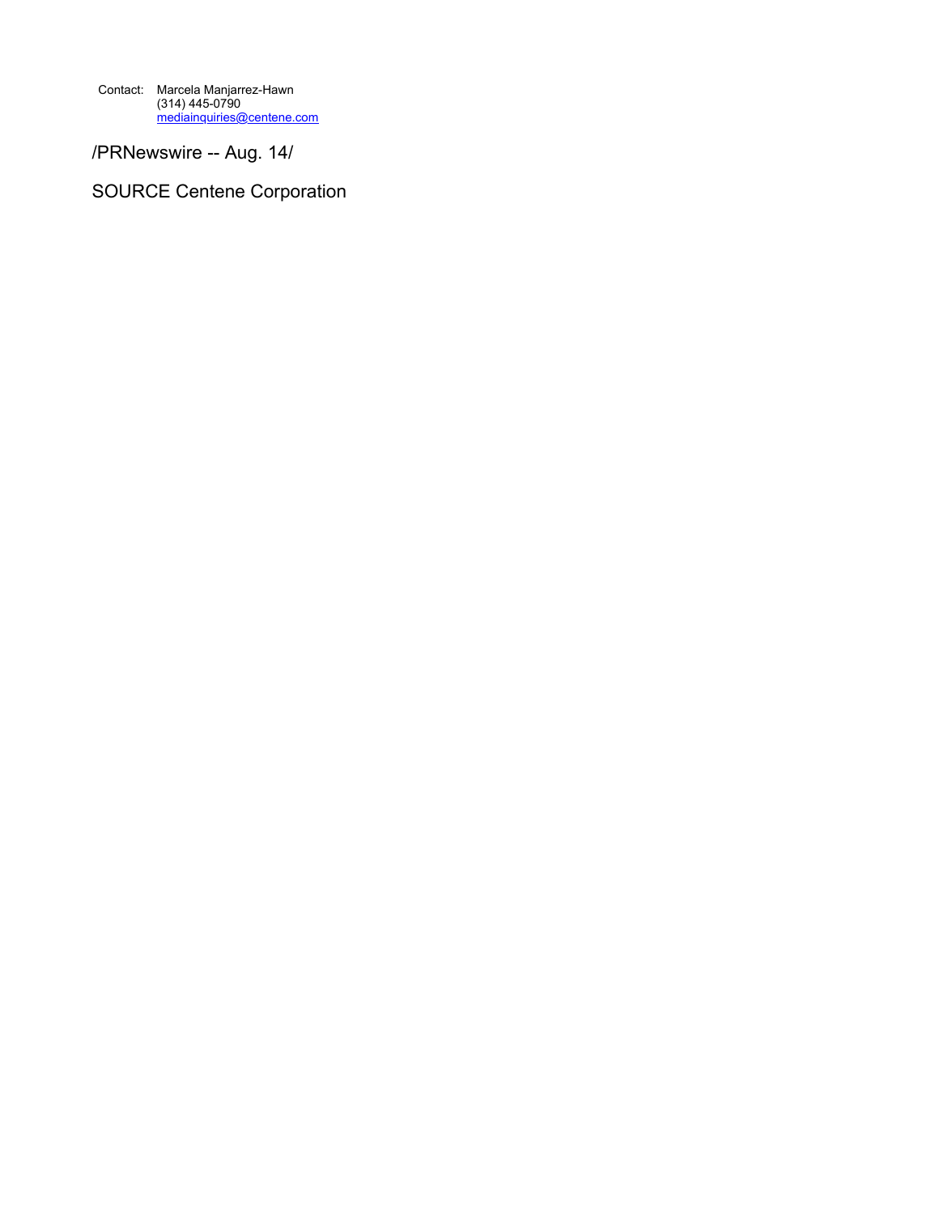Contact: Marcela Manjarrez-Hawn
(314) 445-0790
mediainquiries@centene.com

/PRNewswire -- Aug. 14/

SOURCE Centene Corporation